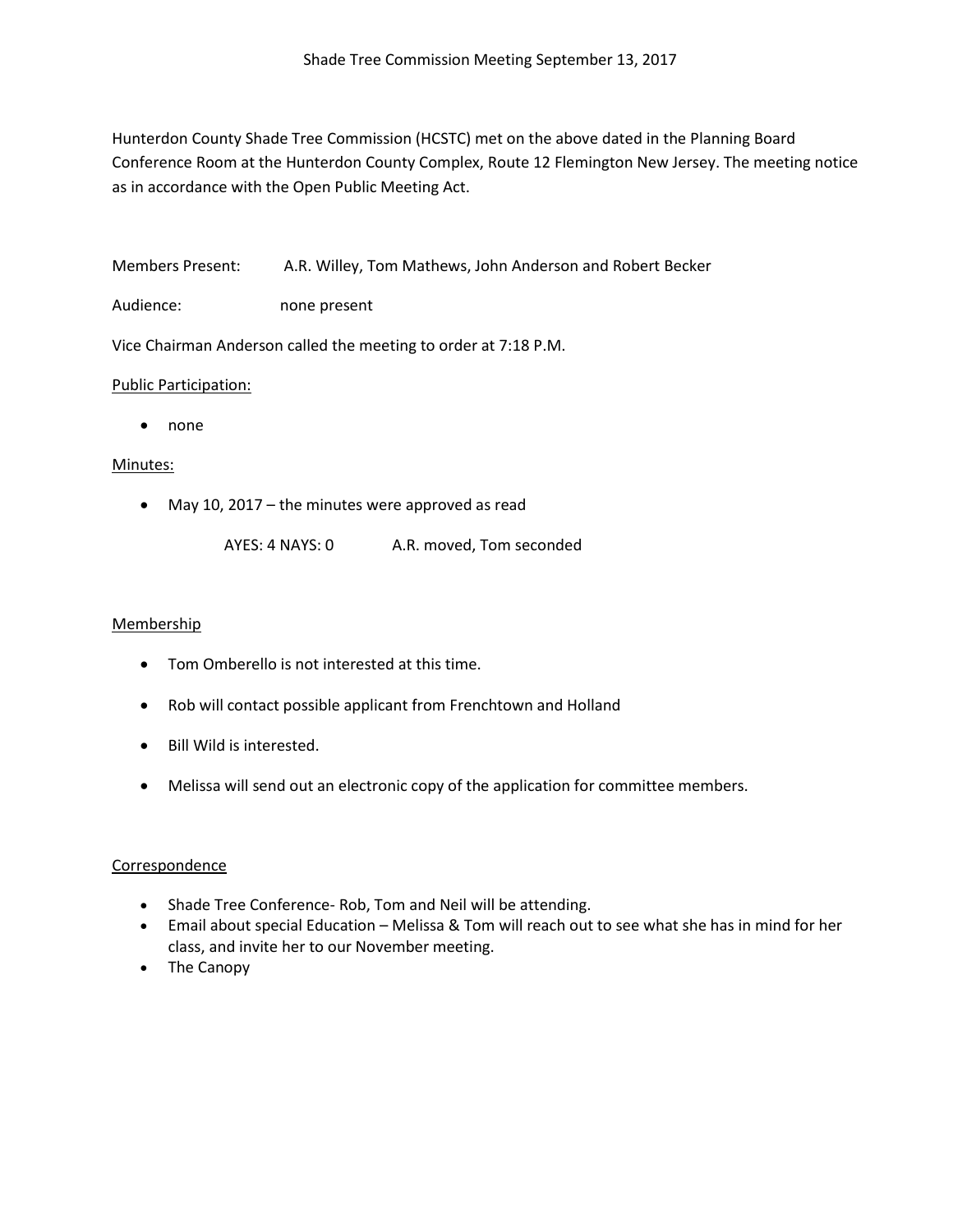# Shade Tree Commission Meeting September 13, 2017

Hunterdon County Shade Tree Commission (HCSTC) met on the above dated in the Planning Board Conference Room at the Hunterdon County Complex, Route 12 Flemington New Jersey. The meeting notice as in accordance with the Open Public Meeting Act.

Members Present: A.R. Willey, Tom Mathews, John Anderson and Robert Becker

Audience: none present

Vice Chairman Anderson called the meeting to order at 7:18 P.M.

Public Participation:

- none

Minutes:

- May 10, 2017 – the minutes were approved as read

  AYES: 4 NAYS: 0 A.R. moved, Tom seconded

Membership

- Tom Omberello is not interested at this time.
- Rob will contact possible applicant from Frenchtown and Holland
- Bill Wild is interested.
- Melissa will send out an electronic copy of the application for committee members.

Correspondence

- Shade Tree Conference- Rob, Tom and Neil will be attending.
- Email about special Education – Melissa & Tom will reach out to see what she has in mind for her class, and invite her to our November meeting.
- The Canopy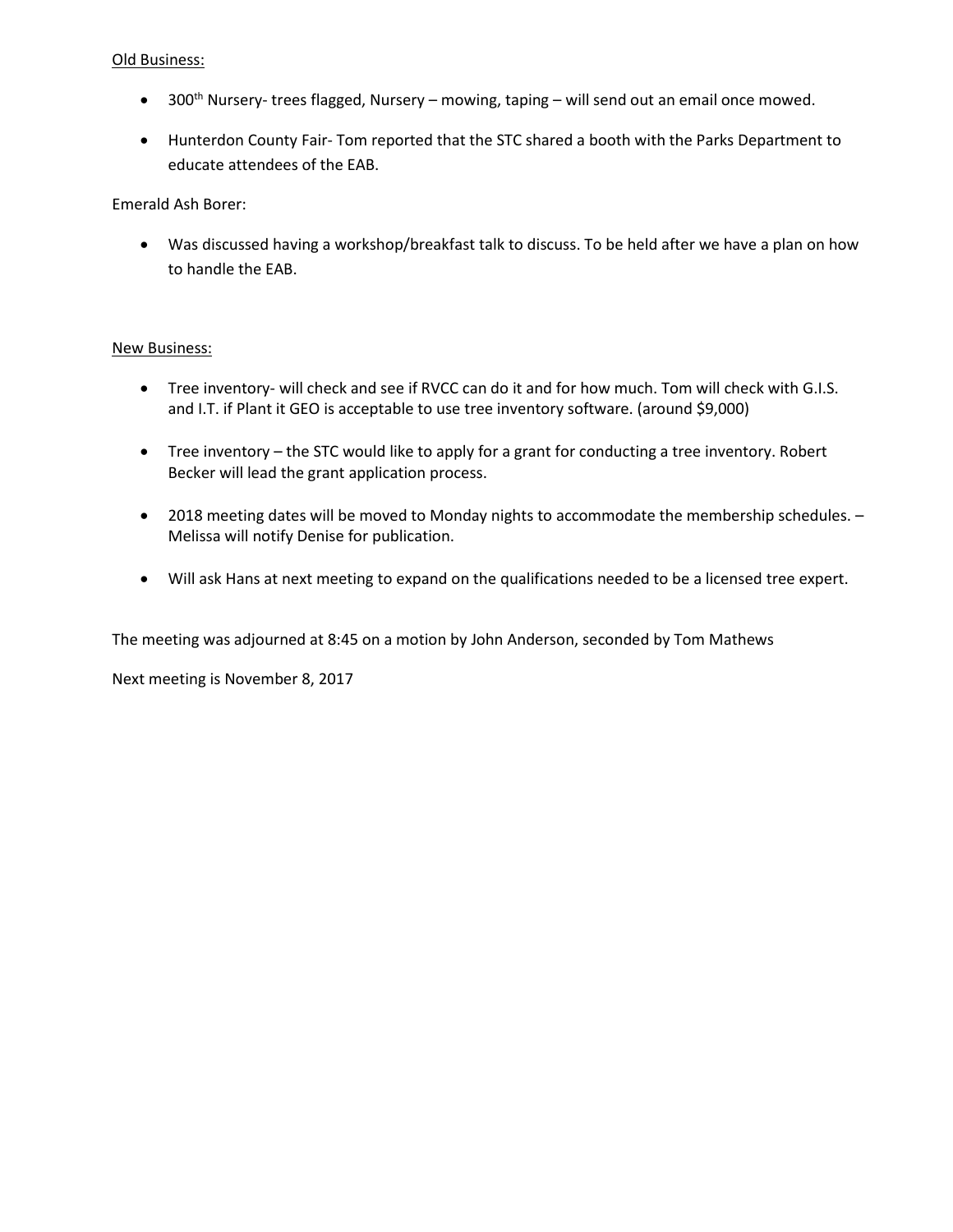Old Business:

- 300th Nursery- trees flagged, Nursery – mowing, taping – will send out an email once mowed.
- Hunterdon County Fair- Tom reported that the STC shared a booth with the Parks Department to educate attendees of the EAB.

Emerald Ash Borer:

- Was discussed having a workshop/breakfast talk to discuss. To be held after we have a plan on how to handle the EAB.

New Business:

- Tree inventory- will check and see if RVCC can do it and for how much. Tom will check with G.I.S. and I.T. if Plant it GEO is acceptable to use tree inventory software. (around $9,000)
- Tree inventory – the STC would like to apply for a grant for conducting a tree inventory. Robert Becker will lead the grant application process.
- 2018 meeting dates will be moved to Monday nights to accommodate the membership schedules. – Melissa will notify Denise for publication.
- Will ask Hans at next meeting to expand on the qualifications needed to be a licensed tree expert.

The meeting was adjourned at 8:45 on a motion by John Anderson, seconded by Tom Mathews

Next meeting is November 8, 2017